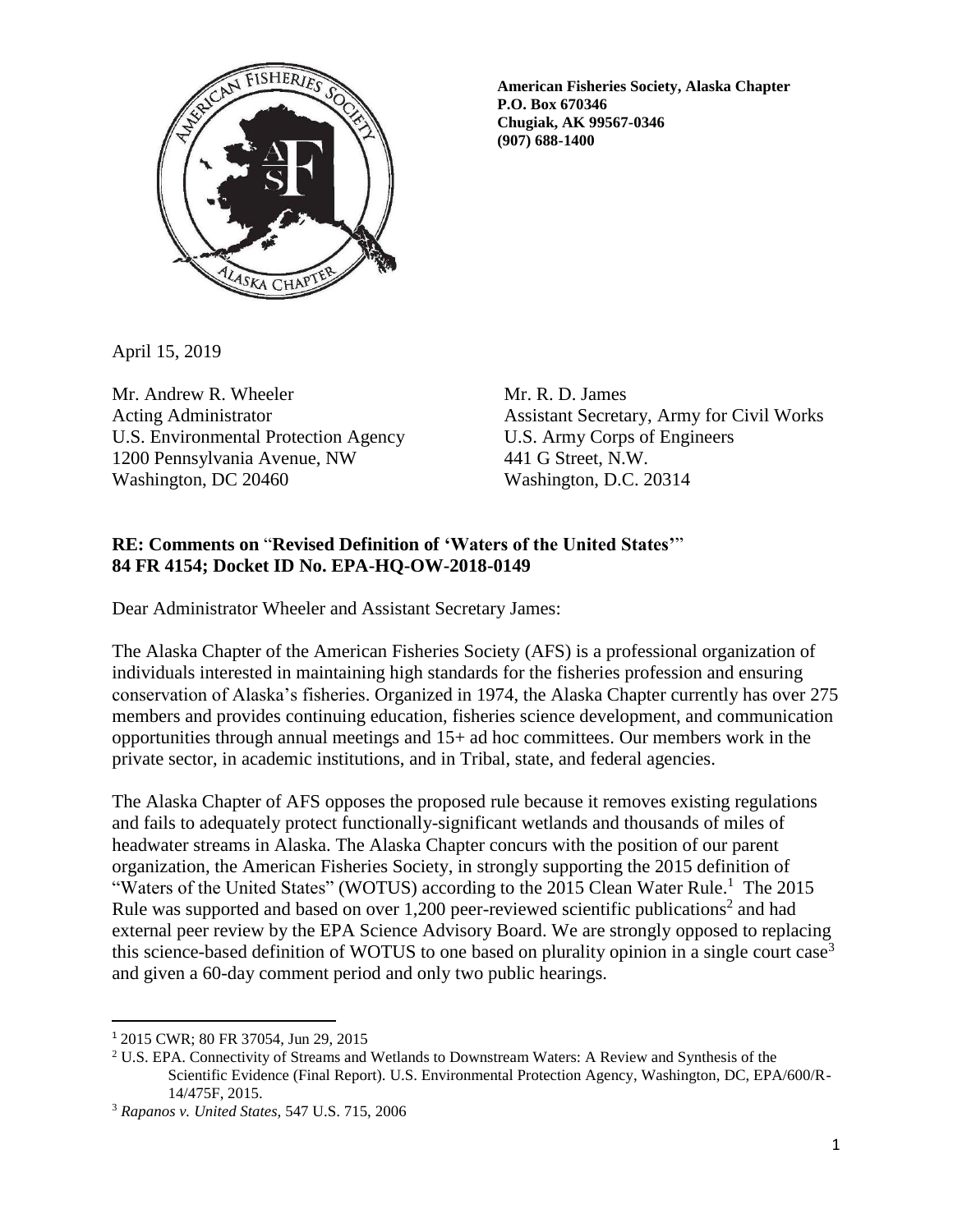**American Fisheries Society, Alaska Chapter**
**P.O. Box 670346**
**Chugiak, AK 99567-0346**
**(907) 688-1400**

April 15, 2019

Mr. Andrew R. Wheeler
Acting Administrator
U.S. Environmental Protection Agency
1200 Pennsylvania Avenue, NW
Washington, DC 20460

Mr. R. D. James
Assistant Secretary, Army for Civil Works
U.S. Army Corps of Engineers
441 G Street, N.W.
Washington, D.C. 20314

**RE: Comments on "Revised Definition of 'Waters of the United States'"**
**84 FR 4154; Docket ID No. EPA-HQ-OW-2018-0149**

Dear Administrator Wheeler and Assistant Secretary James:

The Alaska Chapter of the American Fisheries Society (AFS) is a professional organization of individuals interested in maintaining high standards for the fisheries profession and ensuring conservation of Alaska's fisheries. Organized in 1974, the Alaska Chapter currently has over 275 members and provides continuing education, fisheries science development, and communication opportunities through annual meetings and 15+ ad hoc committees. Our members work in the private sector, in academic institutions, and in Tribal, state, and federal agencies.

The Alaska Chapter of AFS opposes the proposed rule because it removes existing regulations and fails to adequately protect functionally-significant wetlands and thousands of miles of headwater streams in Alaska. The Alaska Chapter concurs with the position of our parent organization, the American Fisheries Society, in strongly supporting the 2015 definition of "Waters of the United States" (WOTUS) according to the 2015 Clean Water Rule.[1] The 2015 Rule was supported and based on over 1,200 peer-reviewed scientific publications[2] and had external peer review by the EPA Science Advisory Board. We are strongly opposed to replacing this science-based definition of WOTUS to one based on plurality opinion in a single court case[3] and given a 60-day comment period and only two public hearings.

---

[1] 2015 CWR; 80 FR 37054, Jun 29, 2015

[2] U.S. EPA. Connectivity of Streams and Wetlands to Downstream Waters: A Review and Synthesis of the Scientific Evidence (Final Report). U.S. Environmental Protection Agency, Washington, DC, EPA/600/R-14/475F, 2015.

[3] *Rapanos v. United States,* 547 U.S. 715, 2006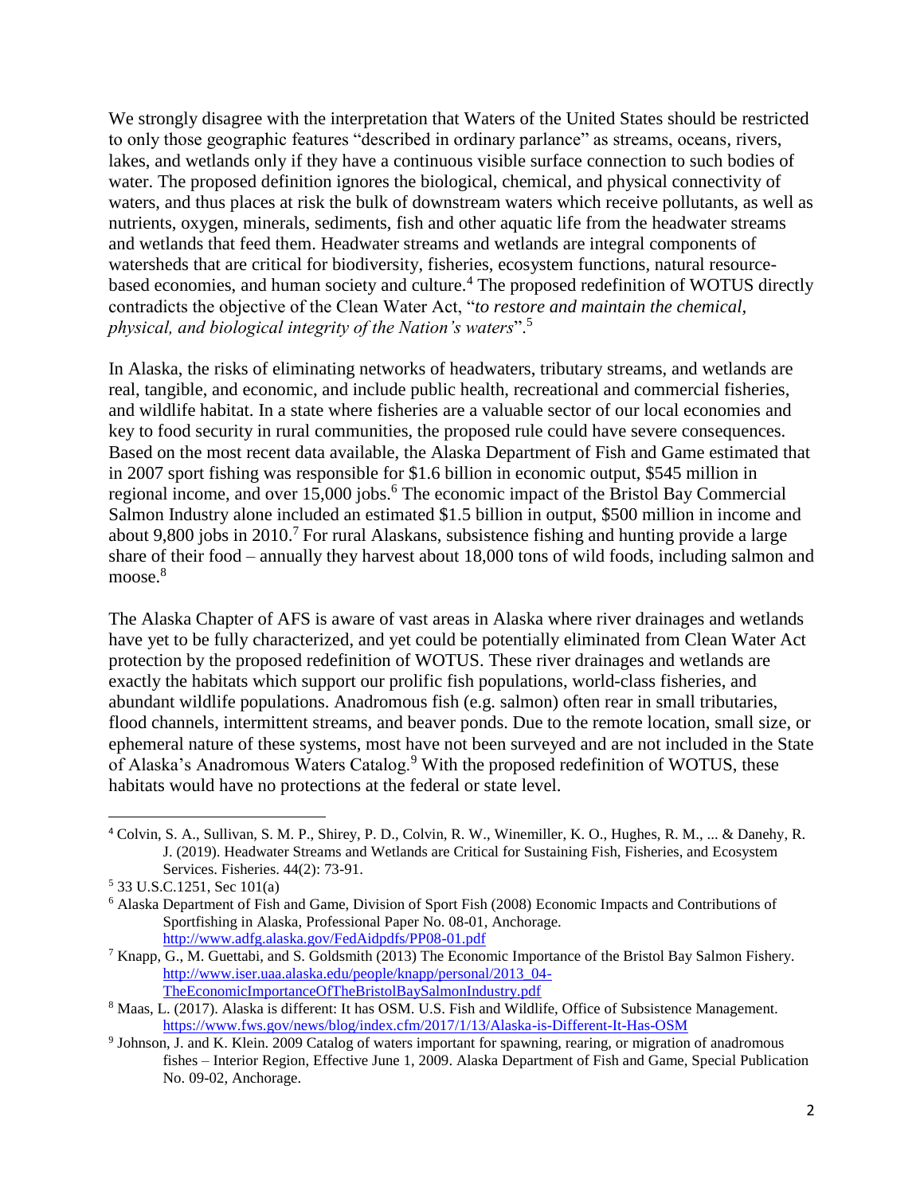We strongly disagree with the interpretation that Waters of the United States should be restricted to only those geographic features "described in ordinary parlance" as streams, oceans, rivers, lakes, and wetlands only if they have a continuous visible surface connection to such bodies of water. The proposed definition ignores the biological, chemical, and physical connectivity of waters, and thus places at risk the bulk of downstream waters which receive pollutants, as well as nutrients, oxygen, minerals, sediments, fish and other aquatic life from the headwater streams and wetlands that feed them. Headwater streams and wetlands are integral components of watersheds that are critical for biodiversity, fisheries, ecosystem functions, natural resource-based economies, and human society and culture.[4] The proposed redefinition of WOTUS directly contradicts the objective of the Clean Water Act, "*to restore and maintain the chemical, physical, and biological integrity of the Nation's waters*".[5]

In Alaska, the risks of eliminating networks of headwaters, tributary streams, and wetlands are real, tangible, and economic, and include public health, recreational and commercial fisheries, and wildlife habitat. In a state where fisheries are a valuable sector of our local economies and key to food security in rural communities, the proposed rule could have severe consequences. Based on the most recent data available, the Alaska Department of Fish and Game estimated that in 2007 sport fishing was responsible for $1.6 billion in economic output, $545 million in regional income, and over 15,000 jobs.[6] The economic impact of the Bristol Bay Commercial Salmon Industry alone included an estimated $1.5 billion in output, $500 million in income and about 9,800 jobs in 2010.[7] For rural Alaskans, subsistence fishing and hunting provide a large share of their food – annually they harvest about 18,000 tons of wild foods, including salmon and moose.[8]

The Alaska Chapter of AFS is aware of vast areas in Alaska where river drainages and wetlands have yet to be fully characterized, and yet could be potentially eliminated from Clean Water Act protection by the proposed redefinition of WOTUS. These river drainages and wetlands are exactly the habitats which support our prolific fish populations, world-class fisheries, and abundant wildlife populations. Anadromous fish (e.g. salmon) often rear in small tributaries, flood channels, intermittent streams, and beaver ponds. Due to the remote location, small size, or ephemeral nature of these systems, most have not been surveyed and are not included in the State of Alaska's Anadromous Waters Catalog.[9] With the proposed redefinition of WOTUS, these habitats would have no protections at the federal or state level.

---

[4] Colvin, S. A., Sullivan, S. M. P., Shirey, P. D., Colvin, R. W., Winemiller, K. O., Hughes, R. M., ... & Danehy, R. J. (2019). Headwater Streams and Wetlands are Critical for Sustaining Fish, Fisheries, and Ecosystem Services. Fisheries. 44(2): 73-91.

[5] 33 U.S.C.1251, Sec 101(a)

[6] Alaska Department of Fish and Game, Division of Sport Fish (2008) Economic Impacts and Contributions of Sportfishing in Alaska, Professional Paper No. 08-01, Anchorage. http://www.adfg.alaska.gov/FedAidpdfs/PP08-01.pdf

[7] Knapp, G., M. Guettabi, and S. Goldsmith (2013) The Economic Importance of the Bristol Bay Salmon Fishery. http://www.iser.uaa.alaska.edu/people/knapp/personal/2013_04-TheEconomicImportanceOfTheBristolBaySalmonIndustry.pdf

[8] Maas, L. (2017). Alaska is different: It has OSM. U.S. Fish and Wildlife, Office of Subsistence Management. https://www.fws.gov/news/blog/index.cfm/2017/1/13/Alaska-is-Different-It-Has-OSM

[9] Johnson, J. and K. Klein. 2009 Catalog of waters important for spawning, rearing, or migration of anadromous fishes – Interior Region, Effective June 1, 2009. Alaska Department of Fish and Game, Special Publication No. 09-02, Anchorage.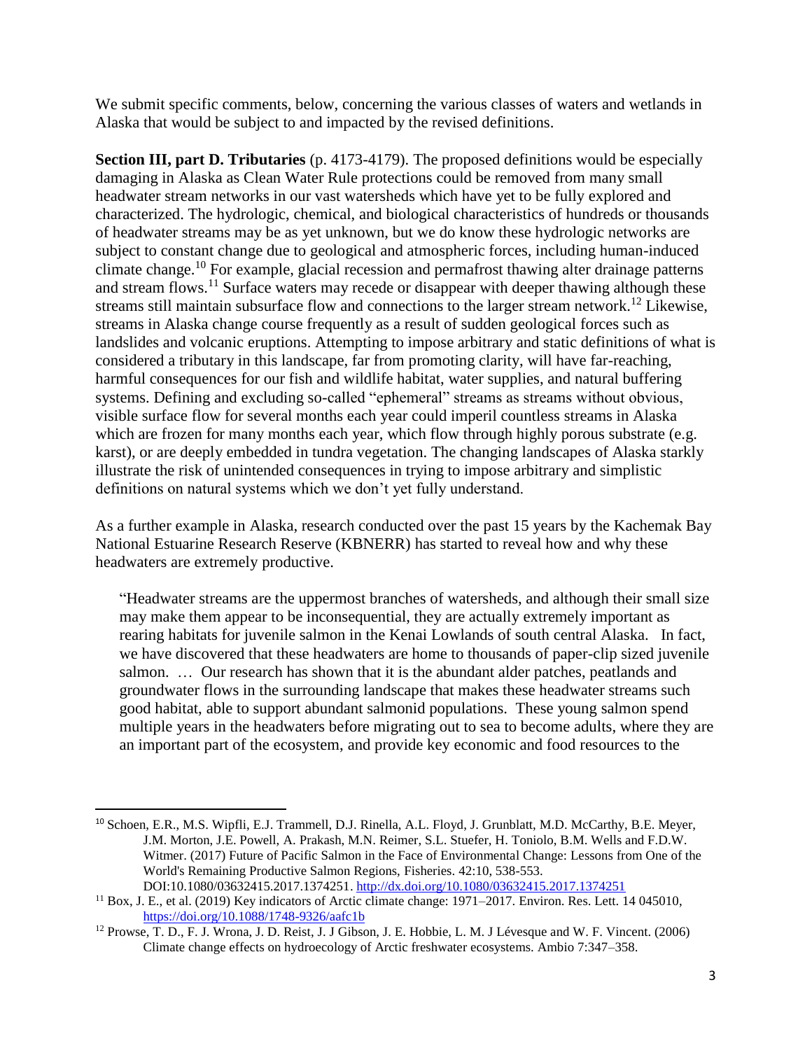We submit specific comments, below, concerning the various classes of waters and wetlands in Alaska that would be subject to and impacted by the revised definitions.

**Section III, part D. Tributaries** (p. 4173-4179). The proposed definitions would be especially damaging in Alaska as Clean Water Rule protections could be removed from many small headwater stream networks in our vast watersheds which have yet to be fully explored and characterized. The hydrologic, chemical, and biological characteristics of hundreds or thousands of headwater streams may be as yet unknown, but we do know these hydrologic networks are subject to constant change due to geological and atmospheric forces, including human-induced climate change.[10] For example, glacial recession and permafrost thawing alter drainage patterns and stream flows.[11] Surface waters may recede or disappear with deeper thawing although these streams still maintain subsurface flow and connections to the larger stream network.[12] Likewise, streams in Alaska change course frequently as a result of sudden geological forces such as landslides and volcanic eruptions. Attempting to impose arbitrary and static definitions of what is considered a tributary in this landscape, far from promoting clarity, will have far-reaching, harmful consequences for our fish and wildlife habitat, water supplies, and natural buffering systems. Defining and excluding so-called "ephemeral" streams as streams without obvious, visible surface flow for several months each year could imperil countless streams in Alaska which are frozen for many months each year, which flow through highly porous substrate (e.g. karst), or are deeply embedded in tundra vegetation. The changing landscapes of Alaska starkly illustrate the risk of unintended consequences in trying to impose arbitrary and simplistic definitions on natural systems which we don't yet fully understand.

As a further example in Alaska, research conducted over the past 15 years by the Kachemak Bay National Estuarine Research Reserve (KBNERR) has started to reveal how and why these headwaters are extremely productive.

> "Headwater streams are the uppermost branches of watersheds, and although their small size may make them appear to be inconsequential, they are actually extremely important as rearing habitats for juvenile salmon in the Kenai Lowlands of south central Alaska. In fact, we have discovered that these headwaters are home to thousands of paper-clip sized juvenile salmon. … Our research has shown that it is the abundant alder patches, peatlands and groundwater flows in the surrounding landscape that makes these headwater streams such good habitat, able to support abundant salmonid populations. These young salmon spend multiple years in the headwaters before migrating out to sea to become adults, where they are an important part of the ecosystem, and provide key economic and food resources to the

---

[10] Schoen, E.R., M.S. Wipfli, E.J. Trammell, D.J. Rinella, A.L. Floyd, J. Grunblatt, M.D. McCarthy, B.E. Meyer, J.M. Morton, J.E. Powell, A. Prakash, M.N. Reimer, S.L. Stuefer, H. Toniolo, B.M. Wells and F.D.W. Witmer. (2017) Future of Pacific Salmon in the Face of Environmental Change: Lessons from One of the World's Remaining Productive Salmon Regions, Fisheries. 42:10, 538-553. DOI:10.1080/03632415.2017.1374251. http://dx.doi.org/10.1080/03632415.2017.1374251

[11] Box, J. E., et al. (2019) Key indicators of Arctic climate change: 1971–2017. Environ. Res. Lett. 14 045010, https://doi.org/10.1088/1748-9326/aafc1b

[12] Prowse, T. D., F. J. Wrona, J. D. Reist, J. J Gibson, J. E. Hobbie, L. M. J Lévesque and W. F. Vincent. (2006) Climate change effects on hydroecology of Arctic freshwater ecosystems. Ambio 7:347–358.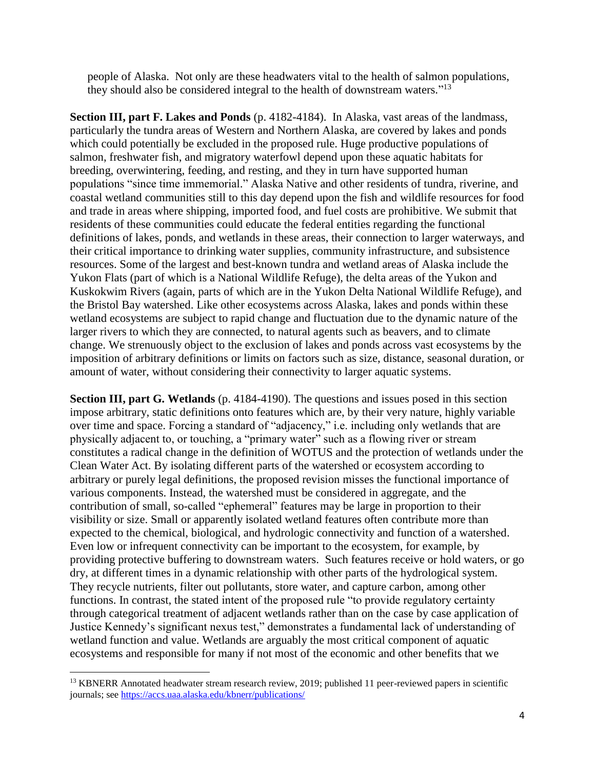people of Alaska. Not only are these headwaters vital to the health of salmon populations, they should also be considered integral to the health of downstream waters."[13]

**Section III, part F. Lakes and Ponds** (p. 4182-4184). In Alaska, vast areas of the landmass, particularly the tundra areas of Western and Northern Alaska, are covered by lakes and ponds which could potentially be excluded in the proposed rule. Huge productive populations of salmon, freshwater fish, and migratory waterfowl depend upon these aquatic habitats for breeding, overwintering, feeding, and resting, and they in turn have supported human populations "since time immemorial." Alaska Native and other residents of tundra, riverine, and coastal wetland communities still to this day depend upon the fish and wildlife resources for food and trade in areas where shipping, imported food, and fuel costs are prohibitive. We submit that residents of these communities could educate the federal entities regarding the functional definitions of lakes, ponds, and wetlands in these areas, their connection to larger waterways, and their critical importance to drinking water supplies, community infrastructure, and subsistence resources. Some of the largest and best-known tundra and wetland areas of Alaska include the Yukon Flats (part of which is a National Wildlife Refuge), the delta areas of the Yukon and Kuskokwim Rivers (again, parts of which are in the Yukon Delta National Wildlife Refuge), and the Bristol Bay watershed. Like other ecosystems across Alaska, lakes and ponds within these wetland ecosystems are subject to rapid change and fluctuation due to the dynamic nature of the larger rivers to which they are connected, to natural agents such as beavers, and to climate change. We strenuously object to the exclusion of lakes and ponds across vast ecosystems by the imposition of arbitrary definitions or limits on factors such as size, distance, seasonal duration, or amount of water, without considering their connectivity to larger aquatic systems.

**Section III, part G. Wetlands** (p. 4184-4190). The questions and issues posed in this section impose arbitrary, static definitions onto features which are, by their very nature, highly variable over time and space. Forcing a standard of "adjacency," i.e. including only wetlands that are physically adjacent to, or touching, a "primary water" such as a flowing river or stream constitutes a radical change in the definition of WOTUS and the protection of wetlands under the Clean Water Act. By isolating different parts of the watershed or ecosystem according to arbitrary or purely legal definitions, the proposed revision misses the functional importance of various components. Instead, the watershed must be considered in aggregate, and the contribution of small, so-called "ephemeral" features may be large in proportion to their visibility or size. Small or apparently isolated wetland features often contribute more than expected to the chemical, biological, and hydrologic connectivity and function of a watershed. Even low or infrequent connectivity can be important to the ecosystem, for example, by providing protective buffering to downstream waters. Such features receive or hold waters, or go dry, at different times in a dynamic relationship with other parts of the hydrological system. They recycle nutrients, filter out pollutants, store water, and capture carbon, among other functions. In contrast, the stated intent of the proposed rule "to provide regulatory certainty through categorical treatment of adjacent wetlands rather than on the case by case application of Justice Kennedy's significant nexus test," demonstrates a fundamental lack of understanding of wetland function and value. Wetlands are arguably the most critical component of aquatic ecosystems and responsible for many if not most of the economic and other benefits that we

[13] KBNERR Annotated headwater stream research review, 2019; published 11 peer-reviewed papers in scientific journals; see https://accs.uaa.alaska.edu/kbnerr/publications/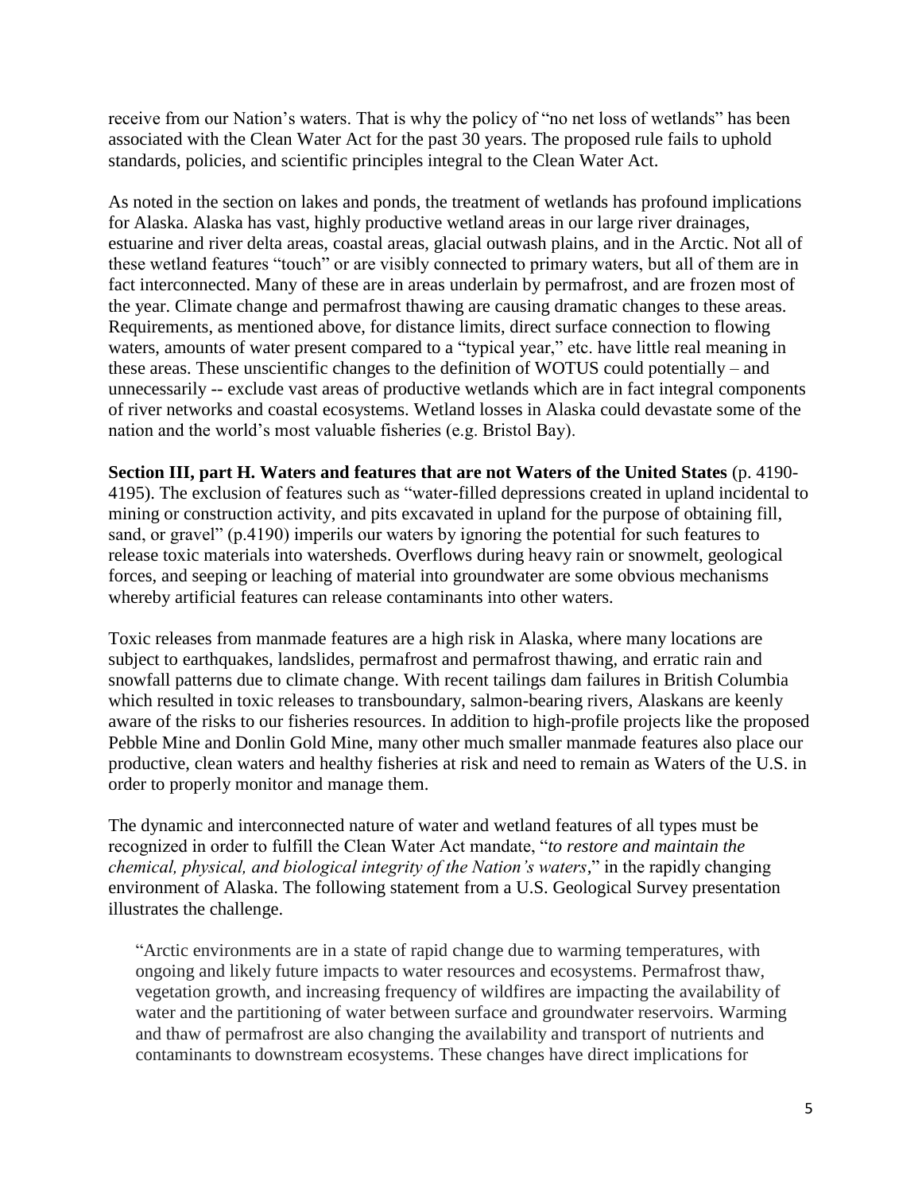receive from our Nation's waters. That is why the policy of "no net loss of wetlands" has been associated with the Clean Water Act for the past 30 years. The proposed rule fails to uphold standards, policies, and scientific principles integral to the Clean Water Act.

As noted in the section on lakes and ponds, the treatment of wetlands has profound implications for Alaska. Alaska has vast, highly productive wetland areas in our large river drainages, estuarine and river delta areas, coastal areas, glacial outwash plains, and in the Arctic. Not all of these wetland features "touch" or are visibly connected to primary waters, but all of them are in fact interconnected. Many of these are in areas underlain by permafrost, and are frozen most of the year. Climate change and permafrost thawing are causing dramatic changes to these areas. Requirements, as mentioned above, for distance limits, direct surface connection to flowing waters, amounts of water present compared to a "typical year," etc. have little real meaning in these areas. These unscientific changes to the definition of WOTUS could potentially – and unnecessarily -- exclude vast areas of productive wetlands which are in fact integral components of river networks and coastal ecosystems. Wetland losses in Alaska could devastate some of the nation and the world's most valuable fisheries (e.g. Bristol Bay).

**Section III, part H. Waters and features that are not Waters of the United States** (p. 4190-4195). The exclusion of features such as "water-filled depressions created in upland incidental to mining or construction activity, and pits excavated in upland for the purpose of obtaining fill, sand, or gravel" (p.4190) imperils our waters by ignoring the potential for such features to release toxic materials into watersheds. Overflows during heavy rain or snowmelt, geological forces, and seeping or leaching of material into groundwater are some obvious mechanisms whereby artificial features can release contaminants into other waters.

Toxic releases from manmade features are a high risk in Alaska, where many locations are subject to earthquakes, landslides, permafrost and permafrost thawing, and erratic rain and snowfall patterns due to climate change. With recent tailings dam failures in British Columbia which resulted in toxic releases to transboundary, salmon-bearing rivers, Alaskans are keenly aware of the risks to our fisheries resources. In addition to high-profile projects like the proposed Pebble Mine and Donlin Gold Mine, many other much smaller manmade features also place our productive, clean waters and healthy fisheries at risk and need to remain as Waters of the U.S. in order to properly monitor and manage them.

The dynamic and interconnected nature of water and wetland features of all types must be recognized in order to fulfill the Clean Water Act mandate, "*to restore and maintain the chemical, physical, and biological integrity of the Nation's waters,*" in the rapidly changing environment of Alaska. The following statement from a U.S. Geological Survey presentation illustrates the challenge.

> "Arctic environments are in a state of rapid change due to warming temperatures, with ongoing and likely future impacts to water resources and ecosystems. Permafrost thaw, vegetation growth, and increasing frequency of wildfires are impacting the availability of water and the partitioning of water between surface and groundwater reservoirs. Warming and thaw of permafrost are also changing the availability and transport of nutrients and contaminants to downstream ecosystems. These changes have direct implications for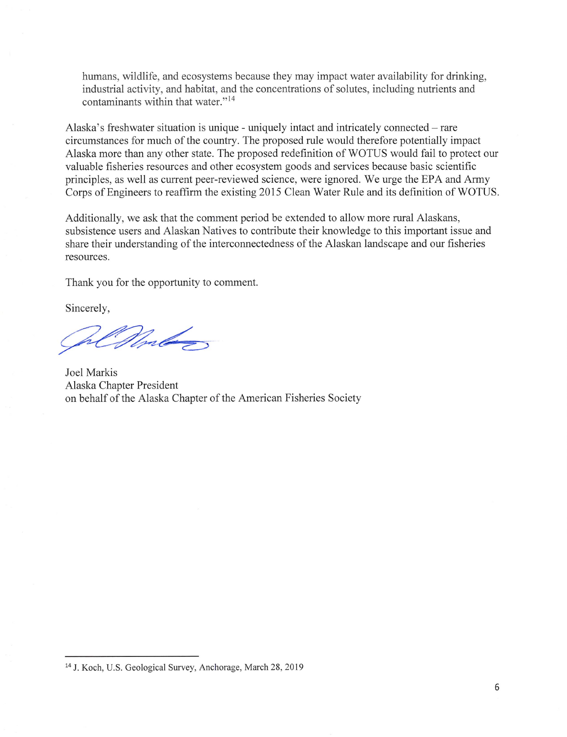humans, wildlife, and ecosystems because they may impact water availability for drinking, industrial activity, and habitat, and the concentrations of solutes, including nutrients and contaminants within that water."[14]

Alaska's freshwater situation is unique - uniquely intact and intricately connected – rare circumstances for much of the country. The proposed rule would therefore potentially impact Alaska more than any other state. The proposed redefinition of WOTUS would fail to protect our valuable fisheries resources and other ecosystem goods and services because basic scientific principles, as well as current peer-reviewed science, were ignored. We urge the EPA and Army Corps of Engineers to reaffirm the existing 2015 Clean Water Rule and its definition of WOTUS.

Additionally, we ask that the comment period be extended to allow more rural Alaskans, subsistence users and Alaskan Natives to contribute their knowledge to this important issue and share their understanding of the interconnectedness of the Alaskan landscape and our fisheries resources.

Thank you for the opportunity to comment.

Sincerely,

Joel Markis
Alaska Chapter President
on behalf of the Alaska Chapter of the American Fisheries Society

---

[14] J. Koch, U.S. Geological Survey, Anchorage, March 28, 2019